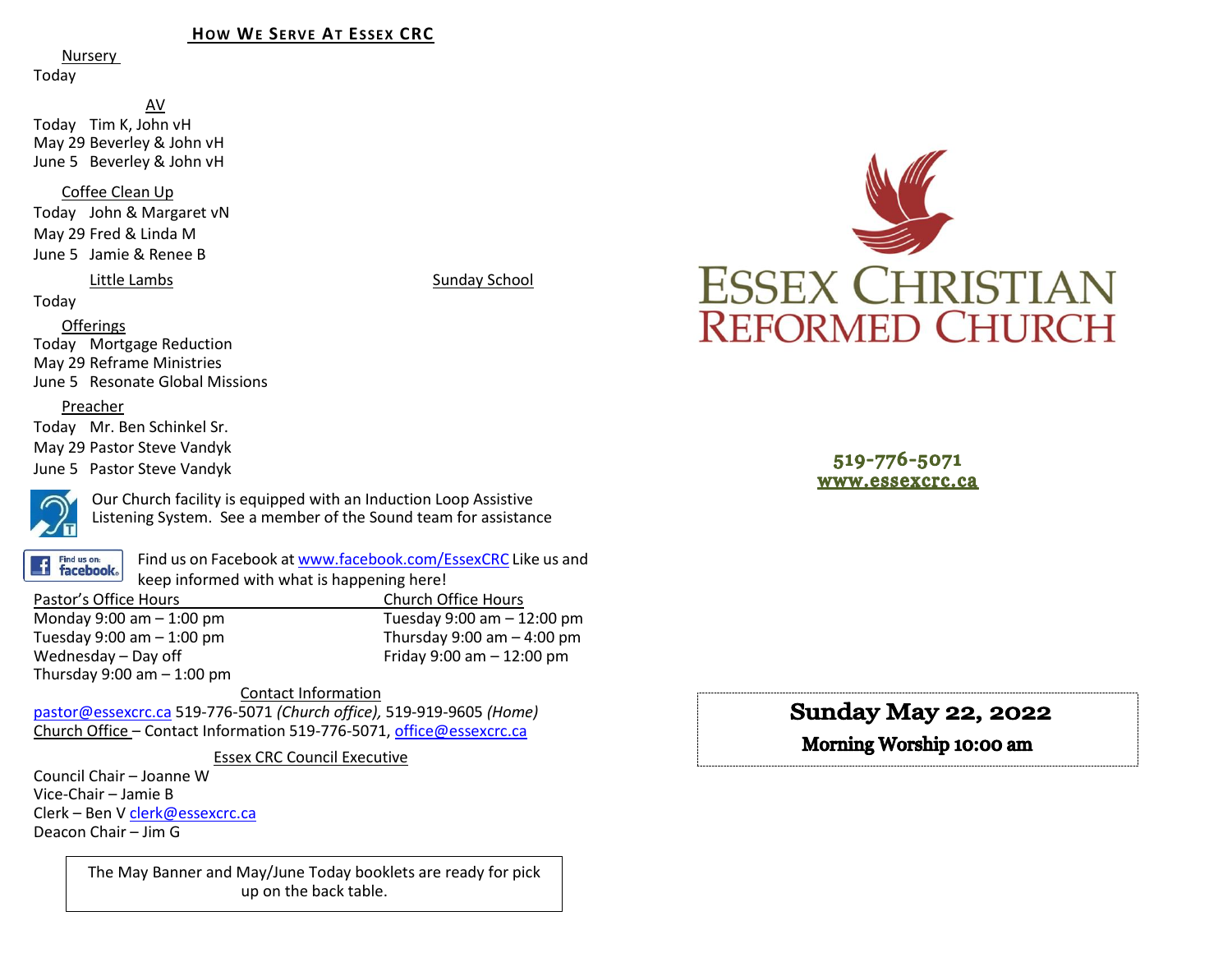## How We Serve At Essex CRC

Nursery
Today

AV
Today Tim K, John vH
May 29 Beverley & John vH
June 5 Beverley & John vH

Coffee Clean Up
Today John & Margaret vN
May 29 Fred & Linda M
June 5 Jamie & Renee B

Little Lambs                Sunday School
Today

Offerings
Today Mortgage Reduction
May 29 Reframe Ministries
June 5 Resonate Global Missions

Preacher
Today Mr. Ben Schinkel Sr.
May 29 Pastor Steve Vandyk
June 5 Pastor Steve Vandyk

Our Church facility is equipped with an Induction Loop Assistive Listening System. See a member of the Sound team for assistance

Find us on Facebook at www.facebook.com/EssexCRC Like us and keep informed with what is happening here!

Pastor's Office Hours
Monday 9:00 am – 1:00 pm
Tuesday 9:00 am – 1:00 pm
Wednesday – Day off
Thursday 9:00 am – 1:00 pm

Church Office Hours
Tuesday 9:00 am – 12:00 pm
Thursday 9:00 am – 4:00 pm
Friday 9:00 am – 12:00 pm

Contact Information
pastor@essexcrc.ca 519-776-5071 *(Church office)*, 519-919-9605 *(Home)*
Church Office – Contact Information 519-776-5071, office@essexcrc.ca

Essex CRC Council Executive
Council Chair – Joanne W
Vice-Chair – Jamie B
Clerk – Ben V clerk@essexcrc.ca
Deacon Chair – Jim G

The May Banner and May/June Today booklets are ready for pick up on the back table.

# Essex Christian Reformed Church

519-776-5071
www.essexcrc.ca

**Sunday May 22, 2022**
**Morning Worship 10:00 am**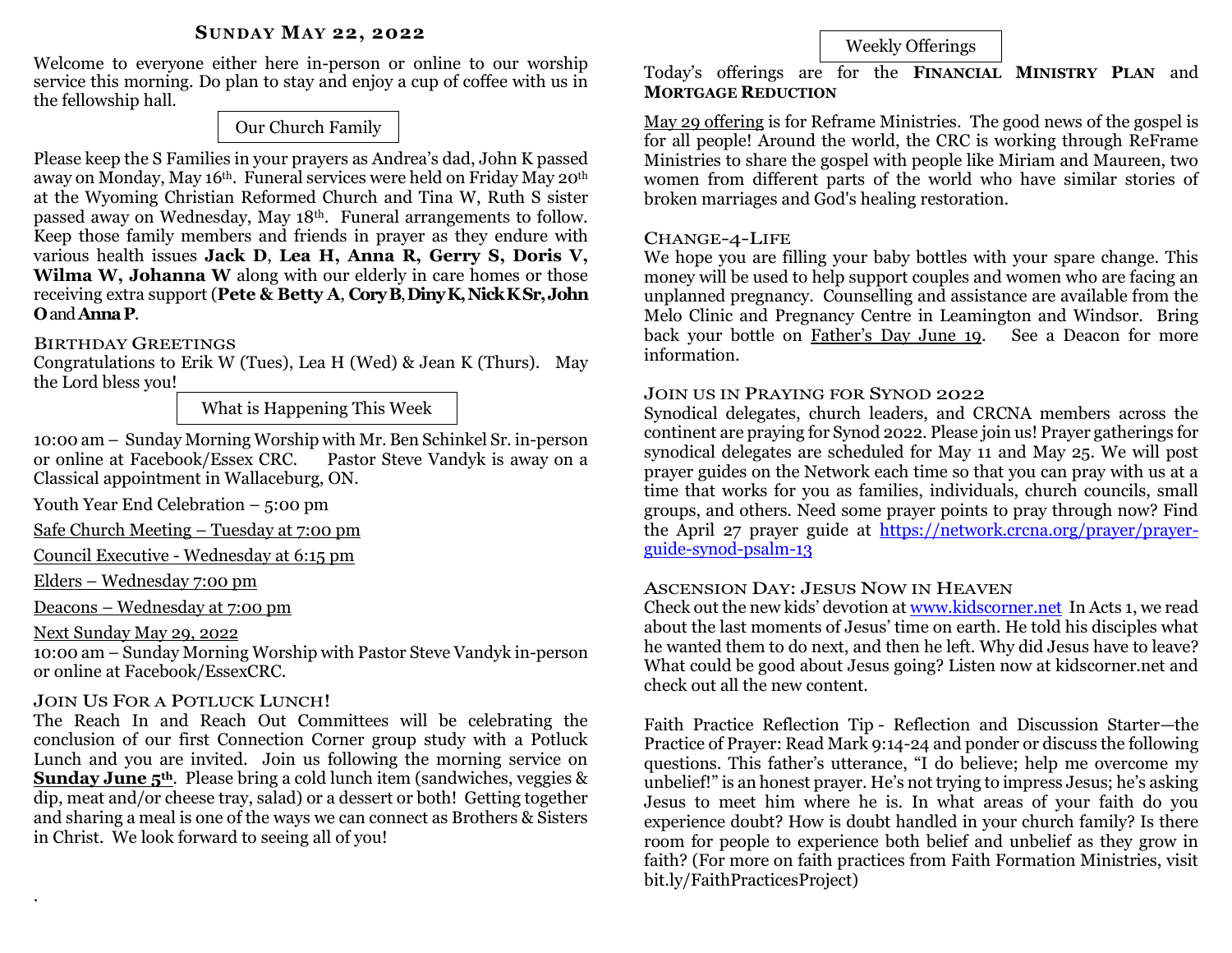## Sunday May 22, 2022

Welcome to everyone either here in-person or online to our worship service this morning. Do plan to stay and enjoy a cup of coffee with us in the fellowship hall.

### Our Church Family

Please keep the S Families in your prayers as Andrea's dad, John K passed away on Monday, May 16th. Funeral services were held on Friday May 20th at the Wyoming Christian Reformed Church and Tina W, Ruth S sister passed away on Wednesday, May 18th. Funeral arrangements to follow. Keep those family members and friends in prayer as they endure with various health issues **Jack D**, **Lea H, Anna R, Gerry S, Doris V, Wilma W, Johanna W** along with our elderly in care homes or those receiving extra support (**Pete & Betty A**, **Cory B**, **Diny K, Nick K Sr, John O** and **Anna P**.

### Birthday Greetings

Congratulations to Erik W (Tues), Lea H (Wed) & Jean K (Thurs). May the Lord bless you!

### What is Happening This Week

10:00 am – Sunday Morning Worship with Mr. Ben Schinkel Sr. in-person or online at Facebook/Essex CRC. Pastor Steve Vandyk is away on a Classical appointment in Wallaceburg, ON.

Youth Year End Celebration – 5:00 pm

Safe Church Meeting – Tuesday at 7:00 pm

Council Executive - Wednesday at 6:15 pm

Elders – Wednesday 7:00 pm

Deacons – Wednesday at 7:00 pm

Next Sunday May 29, 2022

10:00 am – Sunday Morning Worship with Pastor Steve Vandyk in-person or online at Facebook/EssexCRC.

### Join Us For a Potluck Lunch!

The Reach In and Reach Out Committees will be celebrating the conclusion of our first Connection Corner group study with a Potluck Lunch and you are invited. Join us following the morning service on **Sunday June 5th**. Please bring a cold lunch item (sandwiches, veggies & dip, meat and/or cheese tray, salad) or a dessert or both! Getting together and sharing a meal is one of the ways we can connect as Brothers & Sisters in Christ. We look forward to seeing all of you!

### Weekly Offerings

Today's offerings are for the **Financial Ministry Plan** and **Mortgage Reduction**

May 29 offering is for Reframe Ministries. The good news of the gospel is for all people! Around the world, the CRC is working through ReFrame Ministries to share the gospel with people like Miriam and Maureen, two women from different parts of the world who have similar stories of broken marriages and God's healing restoration.

### Change-4-Life

We hope you are filling your baby bottles with your spare change. This money will be used to help support couples and women who are facing an unplanned pregnancy. Counselling and assistance are available from the Melo Clinic and Pregnancy Centre in Leamington and Windsor. Bring back your bottle on Father's Day June 19. See a Deacon for more information.

### Join us in Praying for Synod 2022

Synodical delegates, church leaders, and CRCNA members across the continent are praying for Synod 2022. Please join us! Prayer gatherings for synodical delegates are scheduled for May 11 and May 25. We will post prayer guides on the Network each time so that you can pray with us at a time that works for you as families, individuals, church councils, small groups, and others. Need some prayer points to pray through now? Find the April 27 prayer guide at https://network.crcna.org/prayer/prayer-guide-synod-psalm-13

### Ascension Day: Jesus Now in Heaven

Check out the new kids' devotion at www.kidscorner.net In Acts 1, we read about the last moments of Jesus' time on earth. He told his disciples what he wanted them to do next, and then he left. Why did Jesus have to leave? What could be good about Jesus going? Listen now at kidscorner.net and check out all the new content.

Faith Practice Reflection Tip - Reflection and Discussion Starter—the Practice of Prayer: Read Mark 9:14-24 and ponder or discuss the following questions. This father's utterance, "I do believe; help me overcome my unbelief!" is an honest prayer. He's not trying to impress Jesus; he's asking Jesus to meet him where he is. In what areas of your faith do you experience doubt? How is doubt handled in your church family? Is there room for people to experience both belief and unbelief as they grow in faith? (For more on faith practices from Faith Formation Ministries, visit bit.ly/FaithPracticesProject)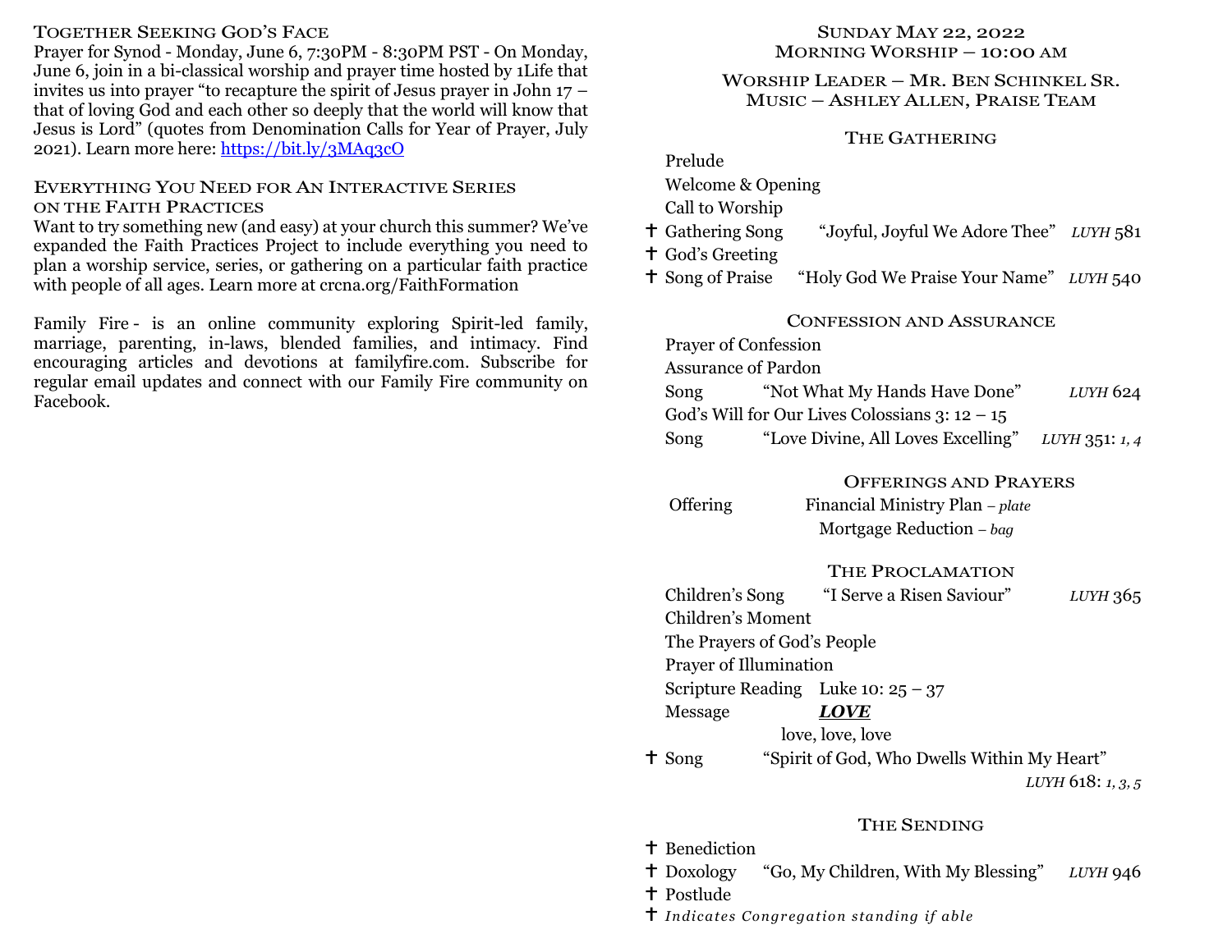### Together Seeking God's Face

Prayer for Synod - Monday, June 6, 7:30PM - 8:30PM PST - On Monday, June 6, join in a bi-classical worship and prayer time hosted by 1Life that invites us into prayer "to recapture the spirit of Jesus prayer in John 17 – that of loving God and each other so deeply that the world will know that Jesus is Lord" (quotes from Denomination Calls for Year of Prayer, July 2021). Learn more here: https://bit.ly/3MAq3cO

### Everything You Need for An Interactive Series on the Faith Practices

Want to try something new (and easy) at your church this summer? We've expanded the Faith Practices Project to include everything you need to plan a worship service, series, or gathering on a particular faith practice with people of all ages. Learn more at crcna.org/FaithFormation

Family Fire - is an online community exploring Spirit-led family, marriage, parenting, in-laws, blended families, and intimacy. Find encouraging articles and devotions at familyfire.com. Subscribe for regular email updates and connect with our Family Fire community on Facebook.

## Sunday May 22, 2022
## Morning Worship – 10:00 am

**Worship Leader – Mr. Ben Schinkel Sr.**
**Music – Ashley Allen, Praise Team**

### The Gathering

Prelude
Welcome & Opening
Call to Worship
✝ Gathering Song "Joyful, Joyful We Adore Thee" *LUYH* 581
✝ God's Greeting
✝ Song of Praise "Holy God We Praise Your Name" *LUYH* 540

### Confession and Assurance

Prayer of Confession
Assurance of Pardon
Song "Not What My Hands Have Done" *LUYH* 624
God's Will for Our Lives Colossians 3: 12 – 15
Song "Love Divine, All Loves Excelling" *LUYH* 351: *1, 4*

### Offerings and Prayers

Offering Financial Ministry Plan – *plate*
Mortgage Reduction – *bag*

### The Proclamation

Children's Song "I Serve a Risen Saviour" *LUYH* 365
Children's Moment
The Prayers of God's People
Prayer of Illumination
Scripture Reading Luke 10: 25 – 37
Message ***LOVE***
love, love, love
✝ Song "Spirit of God, Who Dwells Within My Heart" *LUYH* 618: *1, 3, 5*

### The Sending

✝ Benediction
✝ Doxology "Go, My Children, With My Blessing" *LUYH* 946
✝ Postlude
✝ *Indicates Congregation standing if able*